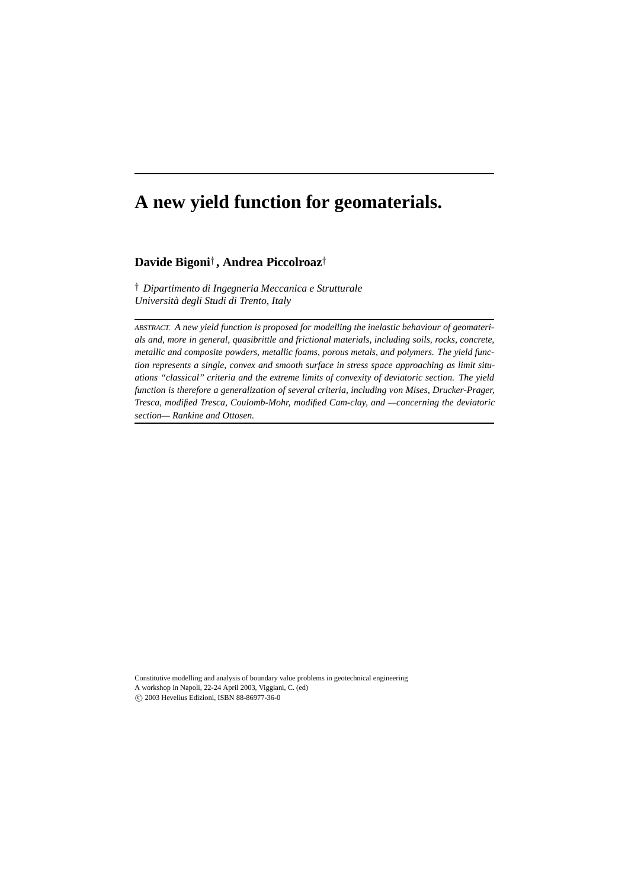# A new yield function for geomaterials.

**Davide Bigoni**[†] **, Andrea Piccolroaz**[†]

[†] *Dipartimento di Ingegneria Meccanica e Strutturale*
*Università degli Studi di Trento, Italy*

---

ABSTRACT. *A new yield function is proposed for modelling the inelastic behaviour of geomaterials and, more in general, quasibrittle and frictional materials, including soils, rocks, concrete, metallic and composite powders, metallic foams, porous metals, and polymers. The yield function represents a single, convex and smooth surface in stress space approaching as limit situations "classical" criteria and the extreme limits of convexity of deviatoric section. The yield function is therefore a generalization of several criteria, including von Mises, Drucker-Prager, Tresca, modified Tresca, Coulomb-Mohr, modified Cam-clay, and —concerning the deviatoric section— Rankine and Ottosen.*

---

Constitutive modelling and analysis of boundary value problems in geotechnical engineering
A workshop in Napoli, 22-24 April 2003, Viggiani, C. (ed)
© 2003 Hevelius Edizioni, ISBN 88-86977-36-0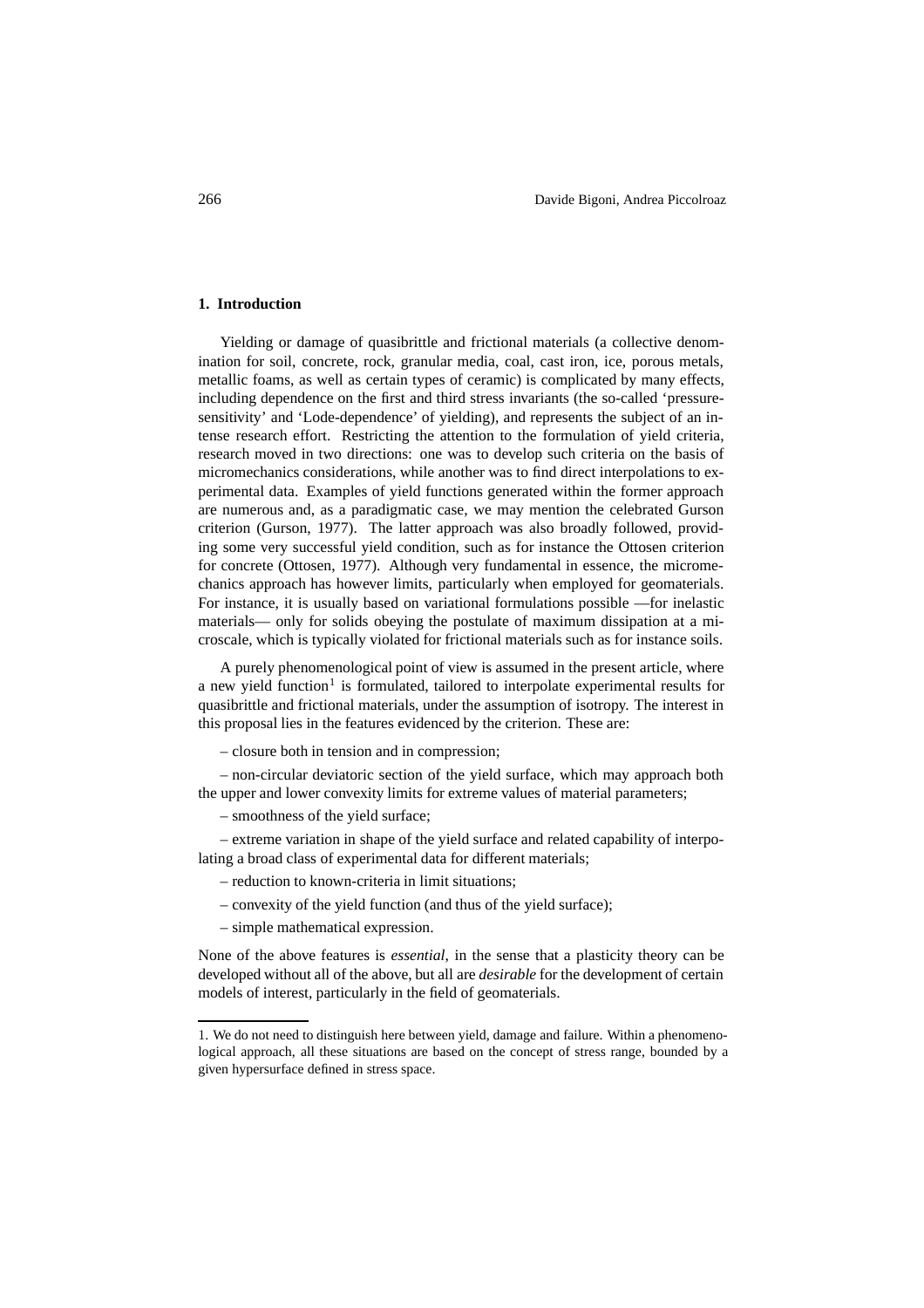## 1. Introduction

Yielding or damage of quasibrittle and frictional materials (a collective denomination for soil, concrete, rock, granular media, coal, cast iron, ice, porous metals, metallic foams, as well as certain types of ceramic) is complicated by many effects, including dependence on the first and third stress invariants (the so-called 'pressure-sensitivity' and 'Lode-dependence' of yielding), and represents the subject of an intense research effort. Restricting the attention to the formulation of yield criteria, research moved in two directions: one was to develop such criteria on the basis of micromechanics considerations, while another was to find direct interpolations to experimental data. Examples of yield functions generated within the former approach are numerous and, as a paradigmatic case, we may mention the celebrated Gurson criterion (Gurson, 1977). The latter approach was also broadly followed, providing some very successful yield condition, such as for instance the Ottosen criterion for concrete (Ottosen, 1977). Although very fundamental in essence, the micromechanics approach has however limits, particularly when employed for geomaterials. For instance, it is usually based on variational formulations possible —for inelastic materials— only for solids obeying the postulate of maximum dissipation at a microscale, which is typically violated for frictional materials such as for instance soils.

A purely phenomenological point of view is assumed in the present article, where a new yield function[1] is formulated, tailored to interpolate experimental results for quasibrittle and frictional materials, under the assumption of isotropy. The interest in this proposal lies in the features evidenced by the criterion. These are:

– closure both in tension and in compression;

– non-circular deviatoric section of the yield surface, which may approach both the upper and lower convexity limits for extreme values of material parameters;

– smoothness of the yield surface;

– extreme variation in shape of the yield surface and related capability of interpolating a broad class of experimental data for different materials;

– reduction to known-criteria in limit situations;

– convexity of the yield function (and thus of the yield surface);

– simple mathematical expression.

None of the above features is *essential*, in the sense that a plasticity theory can be developed without all of the above, but all are *desirable* for the development of certain models of interest, particularly in the field of geomaterials.

1. We do not need to distinguish here between yield, damage and failure. Within a phenomenological approach, all these situations are based on the concept of stress range, bounded by a given hypersurface defined in stress space.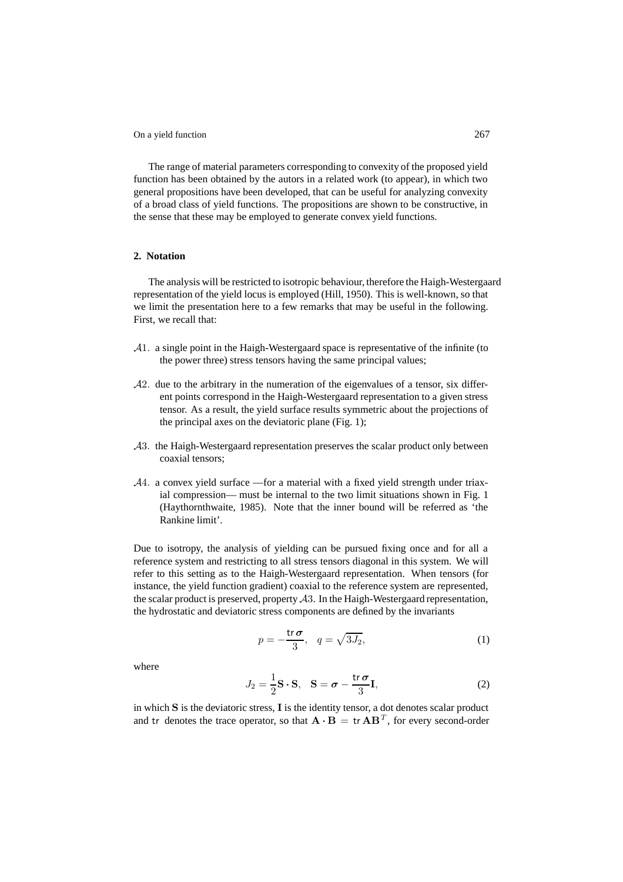The range of material parameters corresponding to convexity of the proposed yield function has been obtained by the autors in a related work (to appear), in which two general propositions have been developed, that can be useful for analyzing convexity of a broad class of yield functions. The propositions are shown to be constructive, in the sense that these may be employed to generate convex yield functions.

## 2. Notation

The analysis will be restricted to isotropic behaviour, therefore the Haigh-Westergaard representation of the yield locus is employed (Hill, 1950). This is well-known, so that we limit the presentation here to a few remarks that may be useful in the following. First, we recall that:

- $\mathcal{A}1$. a single point in the Haigh-Westergaard space is representative of the infinite (to the power three) stress tensors having the same principal values;
- $\mathcal{A}2$. due to the arbitrary in the numeration of the eigenvalues of a tensor, six different points correspond in the Haigh-Westergaard representation to a given stress tensor. As a result, the yield surface results symmetric about the projections of the principal axes on the deviatoric plane (Fig. 1);
- $\mathcal{A}3$. the Haigh-Westergaard representation preserves the scalar product only between coaxial tensors;
- $\mathcal{A}4$. a convex yield surface —for a material with a fixed yield strength under triaxial compression— must be internal to the two limit situations shown in Fig. 1 (Haythornthwaite, 1985). Note that the inner bound will be referred as 'the Rankine limit'.

Due to isotropy, the analysis of yielding can be pursued fixing once and for all a reference system and restricting to all stress tensors diagonal in this system. We will refer to this setting as to the Haigh-Westergaard representation. When tensors (for instance, the yield function gradient) coaxial to the reference system are represented, the scalar product is preserved, property $\mathcal{A}3$. In the Haigh-Westergaard representation, the hydrostatic and deviatoric stress components are defined by the invariants

$$p = -\frac{\operatorname{tr} \boldsymbol{\sigma}}{3}, \quad q = \sqrt{3J_2}, \tag{1}$$

where

$$J_2 = \frac{1}{2}\mathbf{S} \cdot \mathbf{S}, \quad \mathbf{S} = \boldsymbol{\sigma} - \frac{\operatorname{tr} \boldsymbol{\sigma}}{3}\mathbf{I}, \tag{2}$$

in which $\mathbf{S}$ is the deviatoric stress, $\mathbf{I}$ is the identity tensor, a dot denotes scalar product and tr denotes the trace operator, so that $\mathbf{A} \cdot \mathbf{B} = \operatorname{tr} \mathbf{A}\mathbf{B}^T$, for every second-order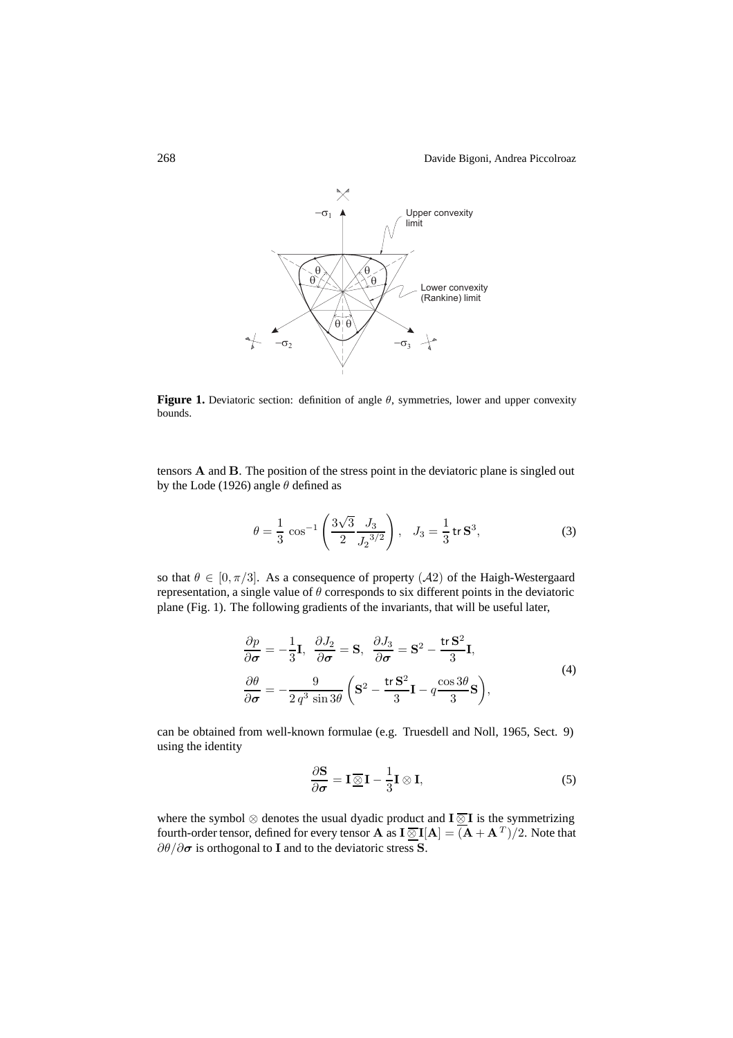**Figure 1.** Deviatoric section: definition of angle $\theta$, symmetries, lower and upper convexity bounds.

tensors $\mathbf{A}$ and $\mathbf{B}$. The position of the stress point in the deviatoric plane is singled out by the Lode (1926) angle $\theta$ defined as

$$\theta = \frac{1}{3}\cos^{-1}\left(\frac{3\sqrt{3}}{2}\frac{J_3}{{J_2}^{3/2}}\right), \quad J_3 = \frac{1}{3}\,\mathrm{tr}\,\mathbf{S}^3, \tag{3}$$

so that $\theta \in [0, \pi/3]$. As a consequence of property $(\mathcal{A}2)$ of the Haigh-Westergaard representation, a single value of $\theta$ corresponds to six different points in the deviatoric plane (Fig. 1). The following gradients of the invariants, that will be useful later,

$$\begin{aligned}
&\frac{\partial p}{\partial \boldsymbol{\sigma}} = -\frac{1}{3}\mathbf{I}, \quad \frac{\partial J_2}{\partial \boldsymbol{\sigma}} = \mathbf{S}, \quad \frac{\partial J_3}{\partial \boldsymbol{\sigma}} = \mathbf{S}^2 - \frac{\mathrm{tr}\,\mathbf{S}^2}{3}\mathbf{I}, \\
&\frac{\partial \theta}{\partial \boldsymbol{\sigma}} = -\frac{9}{2\,q^3\sin 3\theta}\left(\mathbf{S}^2 - \frac{\mathrm{tr}\,\mathbf{S}^2}{3}\mathbf{I} - q\frac{\cos 3\theta}{3}\mathbf{S}\right),
\end{aligned} \tag{4}$$

can be obtained from well-known formulae (e.g. Truesdell and Noll, 1965, Sect. 9) using the identity

$$\frac{\partial \mathbf{S}}{\partial \boldsymbol{\sigma}} = \mathbf{I}\,\overline{\underline{\otimes}}\,\mathbf{I} - \frac{1}{3}\mathbf{I}\otimes\mathbf{I}, \tag{5}$$

where the symbol $\otimes$ denotes the usual dyadic product and $\mathbf{I}\,\overline{\underline{\otimes}}\,\mathbf{I}$ is the symmetrizing fourth-order tensor, defined for every tensor $\mathbf{A}$ as $\mathbf{I}\,\overline{\underline{\otimes}}\,\mathbf{I}[\mathbf{A}] = (\mathbf{A} + \mathbf{A}^T)/2$. Note that $\partial\theta/\partial\boldsymbol{\sigma}$ is orthogonal to $\mathbf{I}$ and to the deviatoric stress $\mathbf{S}$.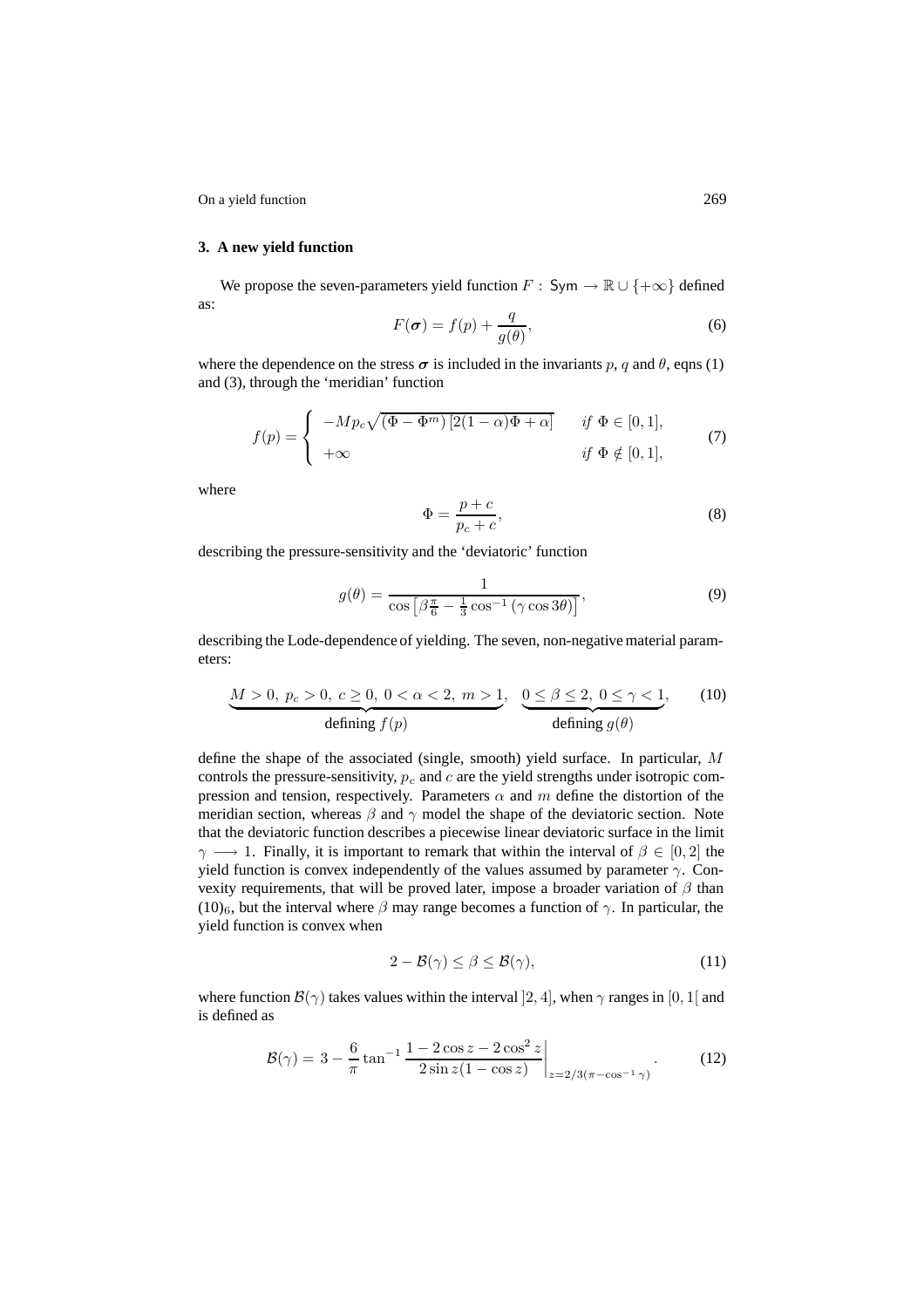## 3. A new yield function

We propose the seven-parameters yield function $F : \mathsf{Sym} \rightarrow \mathbb{R} \cup \{+\infty\}$ defined as:

$$F(\boldsymbol{\sigma}) = f(p) + \frac{q}{g(\theta)}, \tag{6}$$

where the dependence on the stress $\boldsymbol{\sigma}$ is included in the invariants $p$, $q$ and $\theta$, eqns (1) and (3), through the 'meridian' function

$$f(p) = \begin{cases} -M p_c \sqrt{(\Phi - \Phi^m)\,[2(1-\alpha)\Phi + \alpha]} & \text{if } \Phi \in [0,1], \\ +\infty & \text{if } \Phi \notin [0,1], \end{cases} \tag{7}$$

where

$$\Phi = \frac{p + c}{p_c + c}, \tag{8}$$

describing the pressure-sensitivity and the 'deviatoric' function

$$g(\theta) = \frac{1}{\cos\left[\beta \frac{\pi}{6} - \frac{1}{3}\cos^{-1}\left(\gamma \cos 3\theta\right)\right]}, \tag{9}$$

describing the Lode-dependence of yielding. The seven, non-negative material parameters:

$$\underbrace{M > 0,\ p_c > 0,\ c \geq 0,\ 0 < \alpha < 2,\ m > 1}_{\text{defining } f(p)},\quad \underbrace{0 \leq \beta \leq 2,\ 0 \leq \gamma < 1}_{\text{defining } g(\theta)}, \tag{10}$$

define the shape of the associated (single, smooth) yield surface. In particular, $M$ controls the pressure-sensitivity, $p_c$ and $c$ are the yield strengths under isotropic compression and tension, respectively. Parameters $\alpha$ and $m$ define the distortion of the meridian section, whereas $\beta$ and $\gamma$ model the shape of the deviatoric section. Note that the deviatoric function describes a piecewise linear deviatoric surface in the limit $\gamma \longrightarrow 1$. Finally, it is important to remark that within the interval of $\beta \in [0, 2]$ the yield function is convex independently of the values assumed by parameter $\gamma$. Convexity requirements, that will be proved later, impose a broader variation of $\beta$ than $(10)_6$, but the interval where $\beta$ may range becomes a function of $\gamma$. In particular, the yield function is convex when

$$2 - \mathcal{B}(\gamma) \leq \beta \leq \mathcal{B}(\gamma), \tag{11}$$

where function $\mathcal{B}(\gamma)$ takes values within the interval $]2, 4]$, when $\gamma$ ranges in $[0, 1[$ and is defined as

$$\mathcal{B}(\gamma) = 3 - \frac{6}{\pi}\tan^{-1}\frac{1 - 2\cos z - 2\cos^2 z}{2\sin z(1 - \cos z)}\bigg|_{z = 2/3(\pi - \cos^{-1}\gamma)}. \tag{12}$$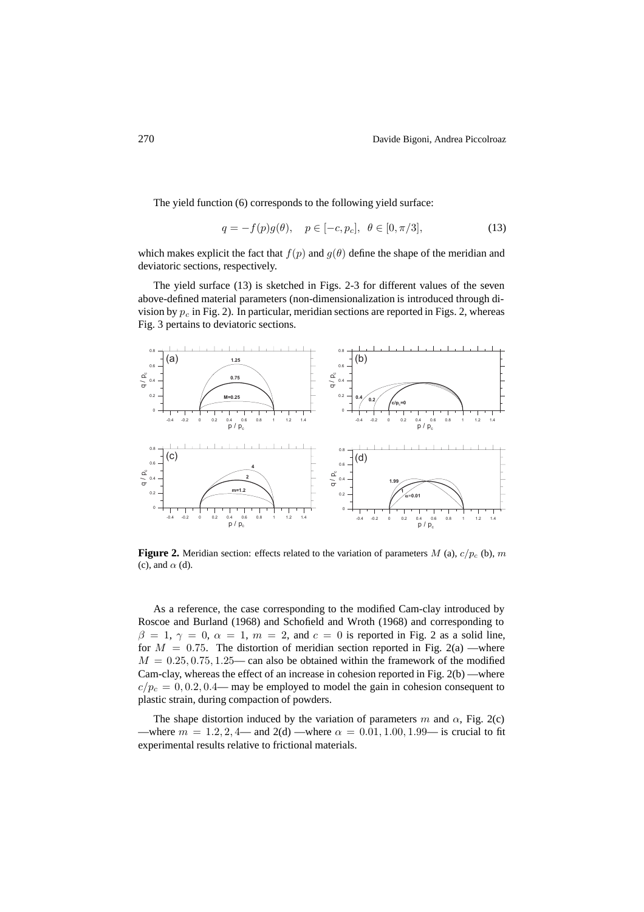The yield function (6) corresponds to the following yield surface:

$$q = -f(p)g(\theta), \quad p \in [-c, p_c], \;\; \theta \in [0, \pi/3], \tag{13}$$

which makes explicit the fact that $f(p)$ and $g(\theta)$ define the shape of the meridian and deviatoric sections, respectively.

The yield surface (13) is sketched in Figs. 2-3 for different values of the seven above-defined material parameters (non-dimensionalization is introduced through division by $p_c$ in Fig. 2). In particular, meridian sections are reported in Figs. 2, whereas Fig. 3 pertains to deviatoric sections.

**Figure 2.** Meridian section: effects related to the variation of parameters $M$ (a), $c/p_c$ (b), $m$ (c), and $\alpha$ (d).

As a reference, the case corresponding to the modified Cam-clay introduced by Roscoe and Burland (1968) and Schofield and Wroth (1968) and corresponding to $\beta = 1$, $\gamma = 0$, $\alpha = 1$, $m = 2$, and $c = 0$ is reported in Fig. 2 as a solid line, for $M = 0.75$. The distortion of meridian section reported in Fig. 2(a) —where $M = 0.25, 0.75, 1.25$— can also be obtained within the framework of the modified Cam-clay, whereas the effect of an increase in cohesion reported in Fig. 2(b) —where $c/p_c = 0, 0.2, 0.4$— may be employed to model the gain in cohesion consequent to plastic strain, during compaction of powders.

The shape distortion induced by the variation of parameters $m$ and $\alpha$, Fig. 2(c) —where $m = 1.2, 2, 4$— and 2(d) —where $\alpha = 0.01, 1.00, 1.99$— is crucial to fit experimental results relative to frictional materials.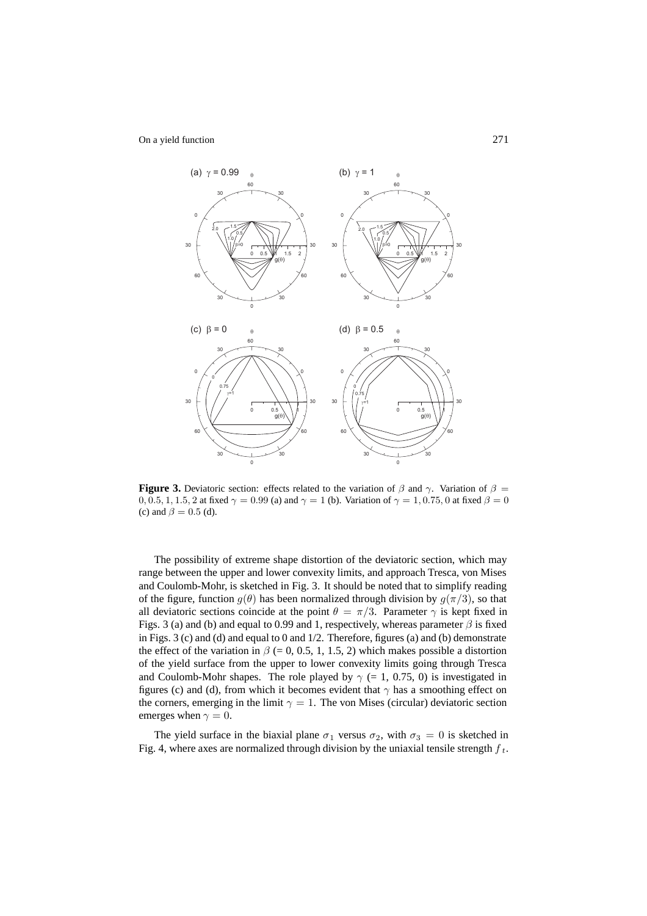**Figure 3.** Deviatoric section: effects related to the variation of $\beta$ and $\gamma$. Variation of $\beta = 0, 0.5, 1, 1.5, 2$ at fixed $\gamma = 0.99$ (a) and $\gamma = 1$ (b). Variation of $\gamma = 1, 0.75, 0$ at fixed $\beta = 0$ (c) and $\beta = 0.5$ (d).

The possibility of extreme shape distortion of the deviatoric section, which may range between the upper and lower convexity limits, and approach Tresca, von Mises and Coulomb-Mohr, is sketched in Fig. 3. It should be noted that to simplify reading of the figure, function $g(\theta)$ has been normalized through division by $g(\pi/3)$, so that all deviatoric sections coincide at the point $\theta = \pi/3$. Parameter $\gamma$ is kept fixed in Figs. 3 (a) and (b) and equal to 0.99 and 1, respectively, whereas parameter $\beta$ is fixed in Figs. 3 (c) and (d) and equal to 0 and 1/2. Therefore, figures (a) and (b) demonstrate the effect of the variation in $\beta$ (= 0, 0.5, 1, 1.5, 2) which makes possible a distortion of the yield surface from the upper to lower convexity limits going through Tresca and Coulomb-Mohr shapes. The role played by $\gamma$ (= 1, 0.75, 0) is investigated in figures (c) and (d), from which it becomes evident that $\gamma$ has a smoothing effect on the corners, emerging in the limit $\gamma = 1$. The von Mises (circular) deviatoric section emerges when $\gamma = 0$.

The yield surface in the biaxial plane $\sigma_1$ versus $\sigma_2$, with $\sigma_3 = 0$ is sketched in Fig. 4, where axes are normalized through division by the uniaxial tensile strength $f_t$.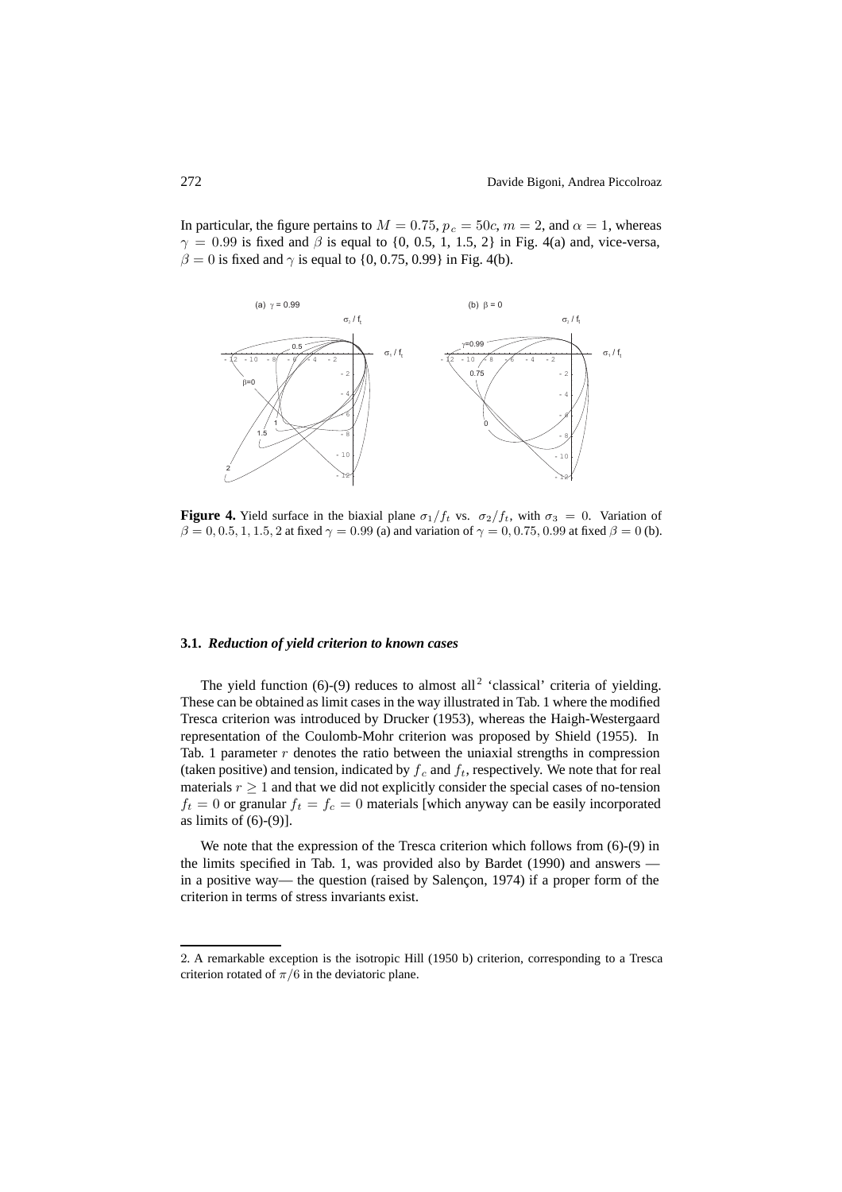In particular, the figure pertains to $M = 0.75$, $p_c = 50c$, $m = 2$, and $\alpha = 1$, whereas $\gamma = 0.99$ is fixed and $\beta$ is equal to {0, 0.5, 1, 1.5, 2} in Fig. 4(a) and, vice-versa, $\beta = 0$ is fixed and $\gamma$ is equal to {0, 0.75, 0.99} in Fig. 4(b).

**Figure 4.** Yield surface in the biaxial plane $\sigma_1/f_t$ vs. $\sigma_2/f_t$, with $\sigma_3 = 0$. Variation of $\beta = 0, 0.5, 1, 1.5, 2$ at fixed $\gamma = 0.99$ (a) and variation of $\gamma = 0, 0.75, 0.99$ at fixed $\beta = 0$ (b).

### 3.1. *Reduction of yield criterion to known cases*

The yield function (6)-(9) reduces to almost all[2] 'classical' criteria of yielding. These can be obtained as limit cases in the way illustrated in Tab. 1 where the modified Tresca criterion was introduced by Drucker (1953), whereas the Haigh-Westergaard representation of the Coulomb-Mohr criterion was proposed by Shield (1955). In Tab. 1 parameter $r$ denotes the ratio between the uniaxial strengths in compression (taken positive) and tension, indicated by $f_c$ and $f_t$, respectively. We note that for real materials $r \geq 1$ and that we did not explicitly consider the special cases of no-tension $f_t = 0$ or granular $f_t = f_c = 0$ materials [which anyway can be easily incorporated as limits of (6)-(9)].

We note that the expression of the Tresca criterion which follows from (6)-(9) in the limits specified in Tab. 1, was provided also by Bardet (1990) and answers — in a positive way— the question (raised by Salençon, 1974) if a proper form of the criterion in terms of stress invariants exist.

2. A remarkable exception is the isotropic Hill (1950 b) criterion, corresponding to a Tresca criterion rotated of $\pi/6$ in the deviatoric plane.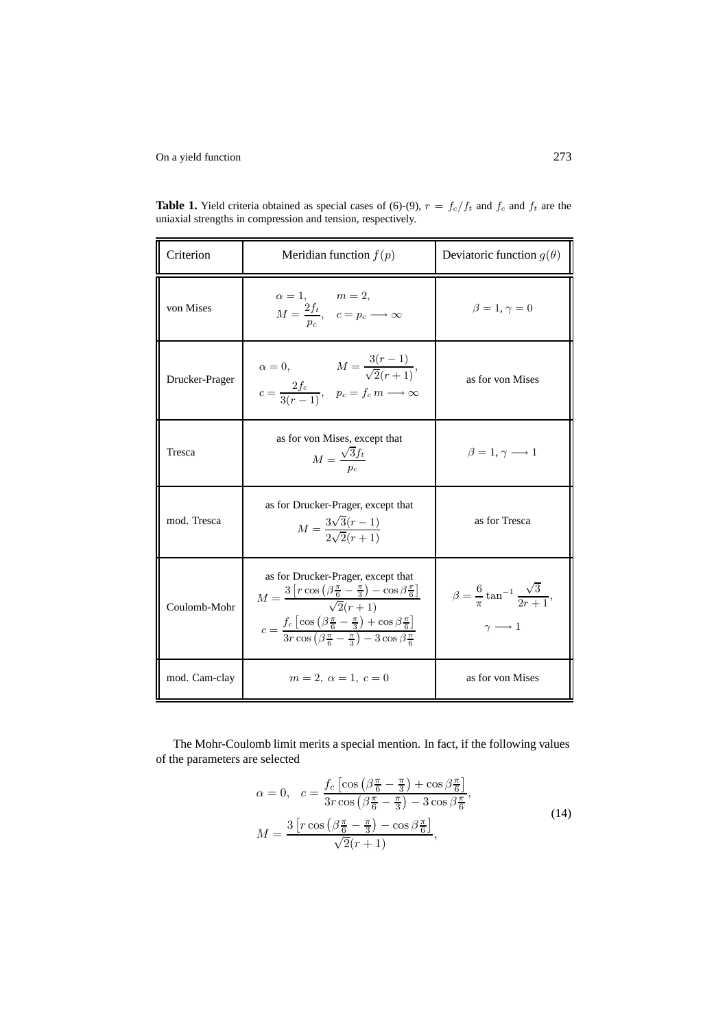**Table 1.** Yield criteria obtained as special cases of (6)-(9), $r = f_c/f_t$ and $f_c$ and $f_t$ are the uniaxial strengths in compression and tension, respectively.

| Criterion | Meridian function $f(p)$ | Deviatoric function $g(\theta)$ |
|---|---|---|
| von Mises | $\alpha = 1, \quad m = 2,$ $M = \dfrac{2f_t}{p_c}, \quad c = p_c \longrightarrow \infty$ | $\beta = 1, \gamma = 0$ |
| Drucker-Prager | $\alpha = 0, \quad M = \dfrac{3(r-1)}{\sqrt{2}(r+1)},$ $c = \dfrac{2f_c}{3(r-1)}, \quad p_c = f_c\, m \longrightarrow \infty$ | as for von Mises |
| Tresca | as for von Mises, except that $M = \dfrac{\sqrt{3}f_t}{p_c}$ | $\beta = 1, \gamma \longrightarrow 1$ |
| mod. Tresca | as for Drucker-Prager, except that $M = \dfrac{3\sqrt{3}(r-1)}{2\sqrt{2}(r+1)}$ | as for Tresca |
| Coulomb-Mohr | as for Drucker-Prager, except that $M = \dfrac{3\left[r\cos\left(\beta\frac{\pi}{6} - \frac{\pi}{3}\right) - \cos\beta\frac{\pi}{6}\right]}{\sqrt{2}(r+1)}$ $c = \dfrac{f_c\left[\cos\left(\beta\frac{\pi}{6} - \frac{\pi}{3}\right) + \cos\beta\frac{\pi}{6}\right]}{3r\cos\left(\beta\frac{\pi}{6} - \frac{\pi}{3}\right) - 3\cos\beta\frac{\pi}{6}}$ | $\beta = \dfrac{6}{\pi}\tan^{-1}\dfrac{\sqrt{3}}{2r+1},$ $\gamma \longrightarrow 1$ |
| mod. Cam-clay | $m = 2,\ \alpha = 1,\ c = 0$ | as for von Mises |

The Mohr-Coulomb limit merits a special mention. In fact, if the following values of the parameters are selected

$$
\begin{aligned}
&\alpha = 0, \quad c = \frac{f_c\left[\cos\left(\beta\frac{\pi}{6} - \frac{\pi}{3}\right) + \cos\beta\frac{\pi}{6}\right]}{3r\cos\left(\beta\frac{\pi}{6} - \frac{\pi}{3}\right) - 3\cos\beta\frac{\pi}{6}}, \\
&M = \frac{3\left[r\cos\left(\beta\frac{\pi}{6} - \frac{\pi}{3}\right) - \cos\beta\frac{\pi}{6}\right]}{\sqrt{2}(r+1)},
\end{aligned} \tag{14}
$$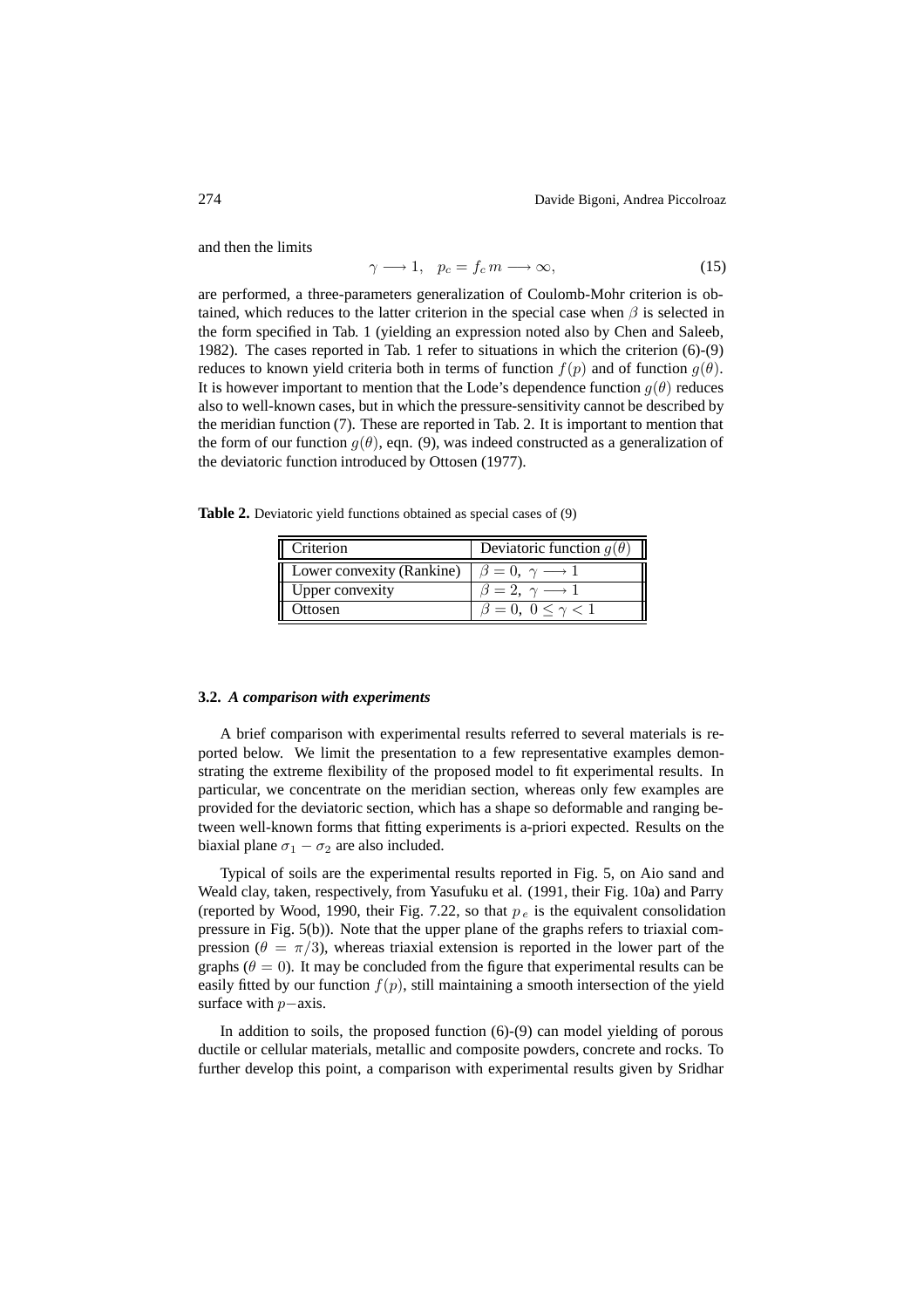and then the limits

$$\gamma \longrightarrow 1, \quad p_c = f_c \, m \longrightarrow \infty, \tag{15}$$

are performed, a three-parameters generalization of Coulomb-Mohr criterion is obtained, which reduces to the latter criterion in the special case when $\beta$ is selected in the form specified in Tab. 1 (yielding an expression noted also by Chen and Saleeb, 1982). The cases reported in Tab. 1 refer to situations in which the criterion (6)-(9) reduces to known yield criteria both in terms of function $f(p)$ and of function $g(\theta)$. It is however important to mention that the Lode's dependence function $g(\theta)$ reduces also to well-known cases, but in which the pressure-sensitivity cannot be described by the meridian function (7). These are reported in Tab. 2. It is important to mention that the form of our function $g(\theta)$, eqn. (9), was indeed constructed as a generalization of the deviatoric function introduced by Ottosen (1977).

**Table 2.** Deviatoric yield functions obtained as special cases of (9)

| Criterion | Deviatoric function $g(\theta)$ |
|---|---|
| Lower convexity (Rankine) | $\beta = 0, \ \gamma \longrightarrow 1$ |
| Upper convexity | $\beta = 2, \ \gamma \longrightarrow 1$ |
| Ottosen | $\beta = 0, \ 0 \leq \gamma < 1$ |

### 3.2. *A comparison with experiments*

A brief comparison with experimental results referred to several materials is reported below. We limit the presentation to a few representative examples demonstrating the extreme flexibility of the proposed model to fit experimental results. In particular, we concentrate on the meridian section, whereas only few examples are provided for the deviatoric section, which has a shape so deformable and ranging between well-known forms that fitting experiments is a-priori expected. Results on the biaxial plane $\sigma_1 - \sigma_2$ are also included.

Typical of soils are the experimental results reported in Fig. 5, on Aio sand and Weald clay, taken, respectively, from Yasufuku et al. (1991, their Fig. 10a) and Parry (reported by Wood, 1990, their Fig. 7.22, so that $p_e$ is the equivalent consolidation pressure in Fig. 5(b)). Note that the upper plane of the graphs refers to triaxial compression ($\theta = \pi/3$), whereas triaxial extension is reported in the lower part of the graphs ($\theta = 0$). It may be concluded from the figure that experimental results can be easily fitted by our function $f(p)$, still maintaining a smooth intersection of the yield surface with $p-$axis.

In addition to soils, the proposed function (6)-(9) can model yielding of porous ductile or cellular materials, metallic and composite powders, concrete and rocks. To further develop this point, a comparison with experimental results given by Sridhar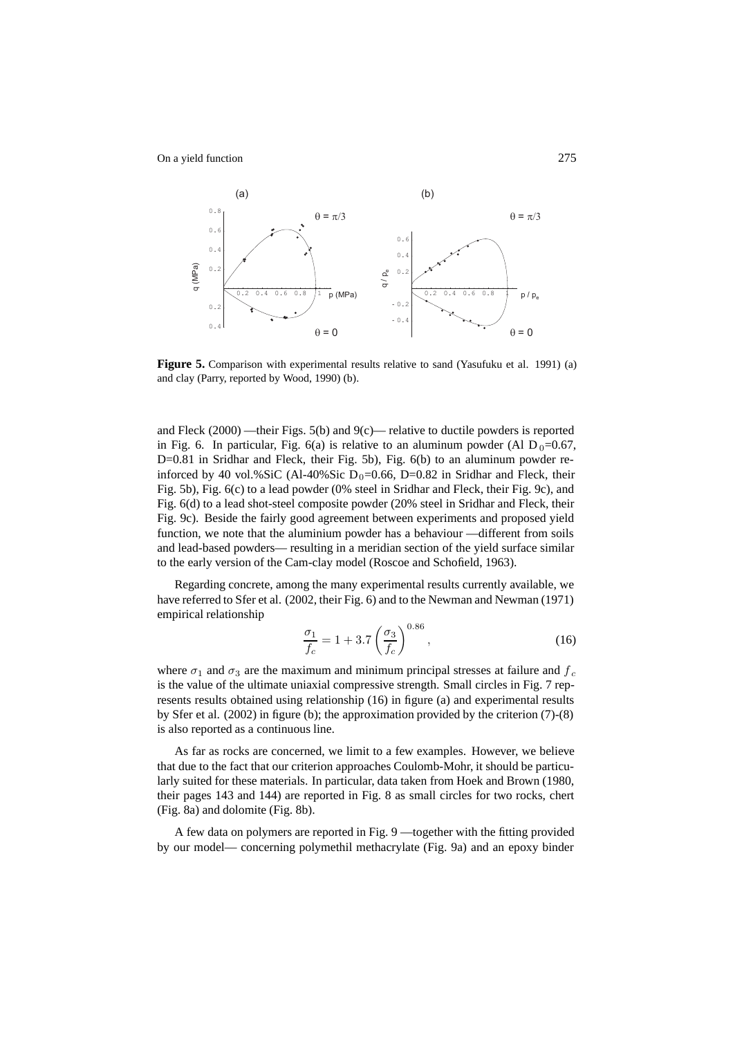**Figure 5.** Comparison with experimental results relative to sand (Yasufuku et al. 1991) (a) and clay (Parry, reported by Wood, 1990) (b).

and Fleck (2000) —their Figs. 5(b) and 9(c)— relative to ductile powders is reported in Fig. 6. In particular, Fig. 6(a) is relative to an aluminum powder (Al $D_0$=0.67, D=0.81 in Sridhar and Fleck, their Fig. 5b), Fig. 6(b) to an aluminum powder reinforced by 40 vol.%SiC (Al-40%Sic $D_0$=0.66, D=0.82 in Sridhar and Fleck, their Fig. 5b), Fig. 6(c) to a lead powder (0% steel in Sridhar and Fleck, their Fig. 9c), and Fig. 6(d) to a lead shot-steel composite powder (20% steel in Sridhar and Fleck, their Fig. 9c). Beside the fairly good agreement between experiments and proposed yield function, we note that the aluminium powder has a behaviour —different from soils and lead-based powders— resulting in a meridian section of the yield surface similar to the early version of the Cam-clay model (Roscoe and Schofield, 1963).

Regarding concrete, among the many experimental results currently available, we have referred to Sfer et al. (2002, their Fig. 6) and to the Newman and Newman (1971) empirical relationship

$$\frac{\sigma_1}{f_c} = 1 + 3.7 \left( \frac{\sigma_3}{f_c} \right)^{0.86}, \tag{16}$$

where $\sigma_1$ and $\sigma_3$ are the maximum and minimum principal stresses at failure and $f_c$ is the value of the ultimate uniaxial compressive strength. Small circles in Fig. 7 represents results obtained using relationship (16) in figure (a) and experimental results by Sfer et al. (2002) in figure (b); the approximation provided by the criterion (7)-(8) is also reported as a continuous line.

As far as rocks are concerned, we limit to a few examples. However, we believe that due to the fact that our criterion approaches Coulomb-Mohr, it should be particularly suited for these materials. In particular, data taken from Hoek and Brown (1980, their pages 143 and 144) are reported in Fig. 8 as small circles for two rocks, chert (Fig. 8a) and dolomite (Fig. 8b).

A few data on polymers are reported in Fig. 9 —together with the fitting provided by our model— concerning polymethil methacrylate (Fig. 9a) and an epoxy binder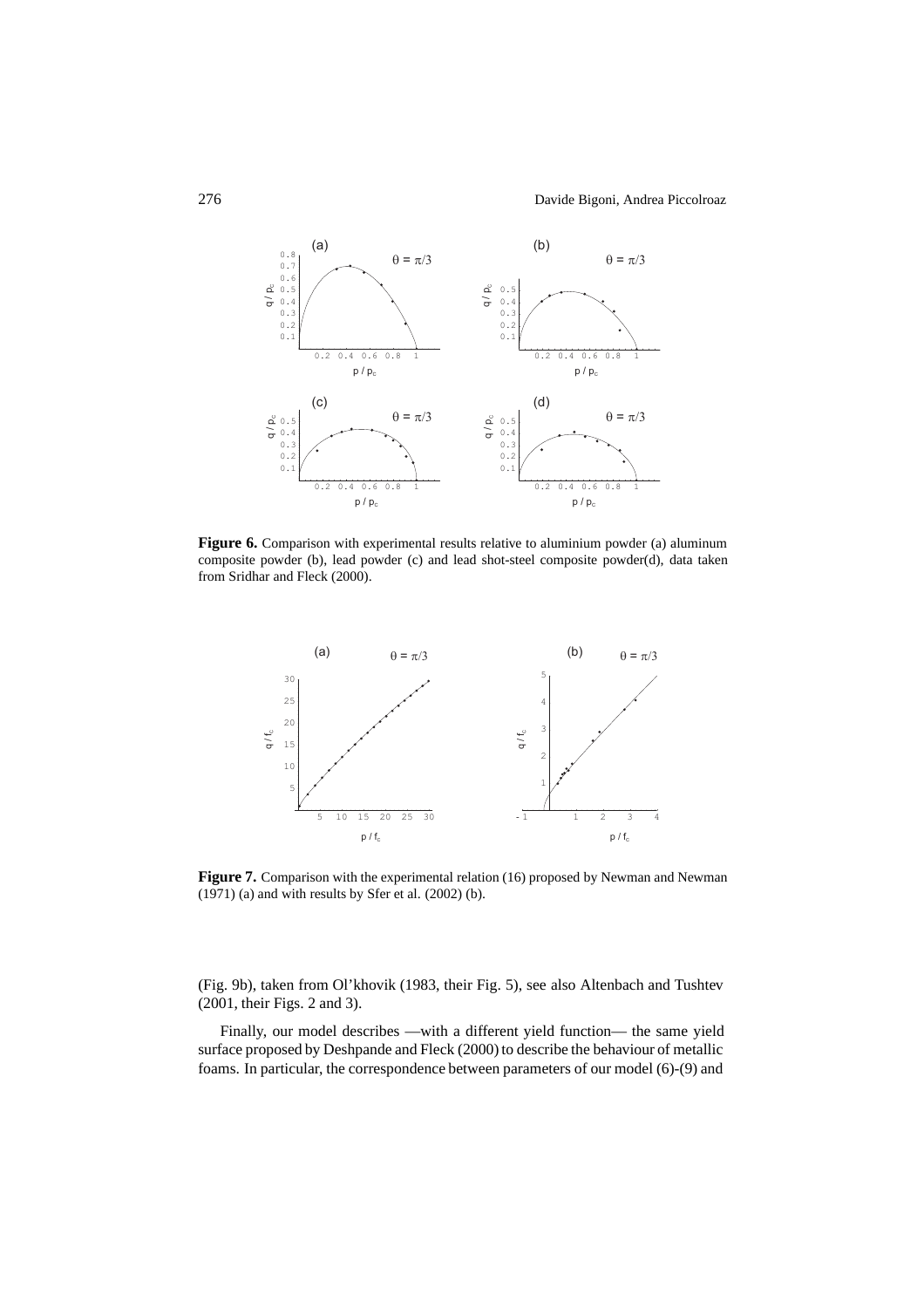**Figure 6.** Comparison with experimental results relative to aluminium powder (a) aluminum composite powder (b), lead powder (c) and lead shot-steel composite powder(d), data taken from Sridhar and Fleck (2000).

**Figure 7.** Comparison with the experimental relation (16) proposed by Newman and Newman (1971) (a) and with results by Sfer et al. (2002) (b).

(Fig. 9b), taken from Ol'khovik (1983, their Fig. 5), see also Altenbach and Tushtev (2001, their Figs. 2 and 3).

Finally, our model describes —with a different yield function— the same yield surface proposed by Deshpande and Fleck (2000) to describe the behaviour of metallic foams. In particular, the correspondence between parameters of our model (6)-(9) and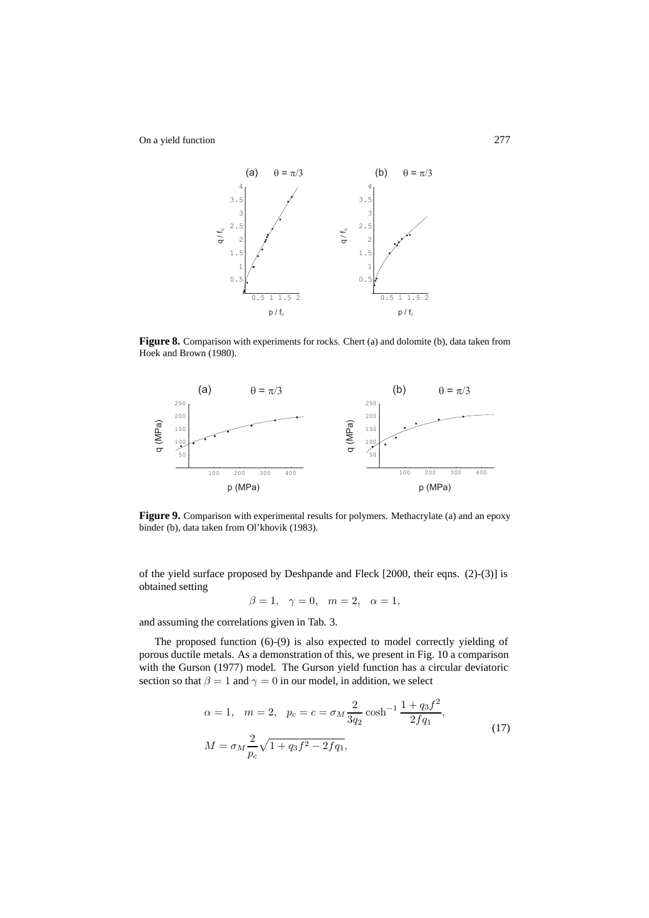**Figure 8.** Comparison with experiments for rocks. Chert (a) and dolomite (b), data taken from Hoek and Brown (1980).

**Figure 9.** Comparison with experimental results for polymers. Methacrylate (a) and an epoxy binder (b), data taken from Ol'khovik (1983).

of the yield surface proposed by Deshpande and Fleck [2000, their eqns. (2)-(3)] is obtained setting

$$\beta = 1, \quad \gamma = 0, \quad m = 2, \quad \alpha = 1,$$

and assuming the correlations given in Tab. 3.

The proposed function (6)-(9) is also expected to model correctly yielding of porous ductile metals. As a demonstration of this, we present in Fig. 10 a comparison with the Gurson (1977) model. The Gurson yield function has a circular deviatoric section so that $\beta = 1$ and $\gamma = 0$ in our model, in addition, we select

$$\alpha = 1, \quad m = 2, \quad p_c = c = \sigma_M \frac{2}{3q_2} \cosh^{-1} \frac{1 + q_3 f^2}{2 f q_1},$$
$$M = \sigma_M \frac{2}{p_c} \sqrt{1 + q_3 f^2 - 2 f q_1}, \tag{17}$$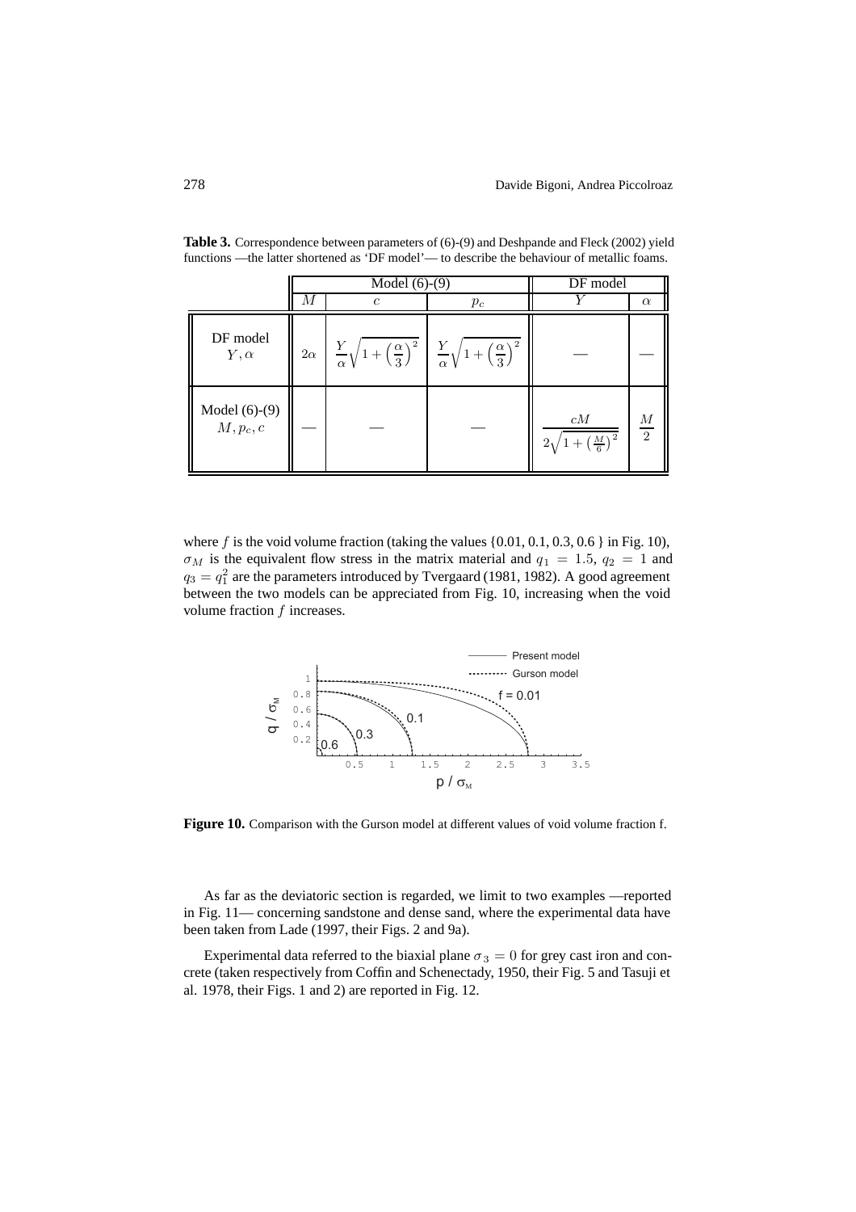**Table 3.** Correspondence between parameters of (6)-(9) and Deshpande and Fleck (2002) yield functions —the latter shortened as 'DF model'— to describe the behaviour of metallic foams.

| | Model (6)-(9) | | | DF model | |
|---|---|---|---|---|---|
| | $M$ | $c$ | $p_c$ | $Y$ | $\alpha$ |
| DF model $Y, \alpha$ | $2\alpha$ | $\frac{Y}{\alpha}\sqrt{1+\left(\frac{\alpha}{3}\right)^2}$ | $\frac{Y}{\alpha}\sqrt{1+\left(\frac{\alpha}{3}\right)^2}$ | — | — |
| Model (6)-(9) $M, p_c, c$ | — | — | — | $\frac{cM}{2\sqrt{1+\left(\frac{M}{6}\right)^2}}$ | $\frac{M}{2}$ |

where $f$ is the void volume fraction (taking the values {0.01, 0.1, 0.3, 0.6 } in Fig. 10), $\sigma_M$ is the equivalent flow stress in the matrix material and $q_1 = 1.5$, $q_2 = 1$ and $q_3 = q_1^2$ are the parameters introduced by Tvergaard (1981, 1982). A good agreement between the two models can be appreciated from Fig. 10, increasing when the void volume fraction $f$ increases.

**Figure 10.** Comparison with the Gurson model at different values of void volume fraction f.

As far as the deviatoric section is regarded, we limit to two examples —reported in Fig. 11— concerning sandstone and dense sand, where the experimental data have been taken from Lade (1997, their Figs. 2 and 9a).

Experimental data referred to the biaxial plane $\sigma_3 = 0$ for grey cast iron and concrete (taken respectively from Coffin and Schenectady, 1950, their Fig. 5 and Tasuji et al. 1978, their Figs. 1 and 2) are reported in Fig. 12.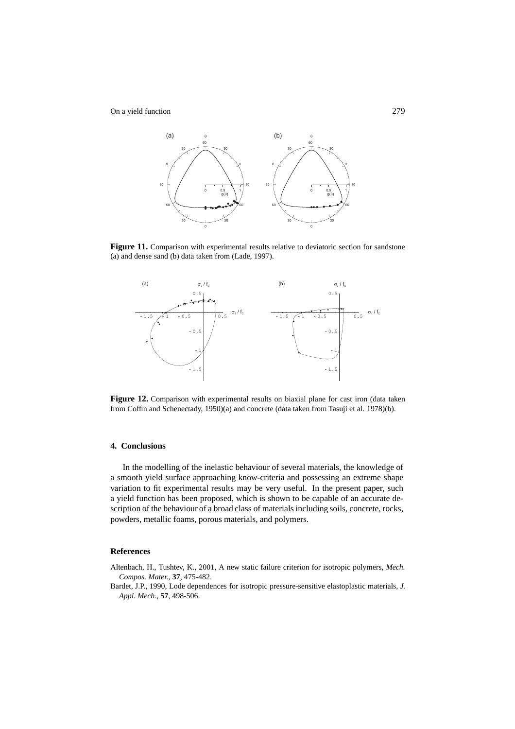**Figure 11.** Comparison with experimental results relative to deviatoric section for sandstone (a) and dense sand (b) data taken from (Lade, 1997).

**Figure 12.** Comparison with experimental results on biaxial plane for cast iron (data taken from Coffin and Schenectady, 1950)(a) and concrete (data taken from Tasuji et al. 1978)(b).

## 4. Conclusions

In the modelling of the inelastic behaviour of several materials, the knowledge of a smooth yield surface approaching know-criteria and possessing an extreme shape variation to fit experimental results may be very useful. In the present paper, such a yield function has been proposed, which is shown to be capable of an accurate description of the behaviour of a broad class of materials including soils, concrete, rocks, powders, metallic foams, porous materials, and polymers.

## References

Altenbach, H., Tushtev, K., 2001, A new static failure criterion for isotropic polymers, *Mech. Compos. Mater.*, **37**, 475-482.

Bardet, J.P., 1990, Lode dependences for isotropic pressure-sensitive elastoplastic materials, *J. Appl. Mech.*, **57**, 498-506.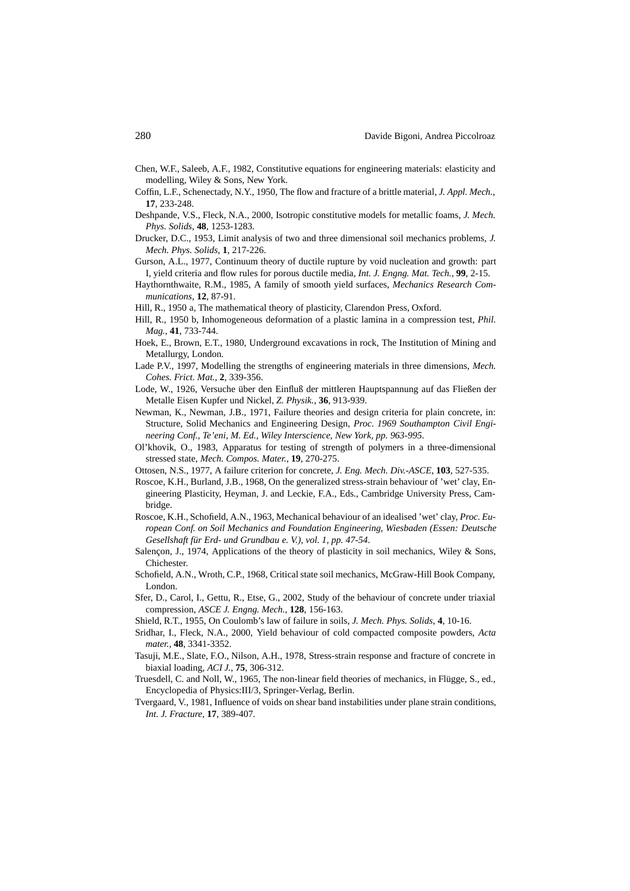Chen, W.F., Saleeb, A.F., 1982, Constitutive equations for engineering materials: elasticity and modelling, Wiley & Sons, New York.

Coffin, L.F., Schenectady, N.Y., 1950, The flow and fracture of a brittle material, *J. Appl. Mech.*, **17**, 233-248.

Deshpande, V.S., Fleck, N.A., 2000, Isotropic constitutive models for metallic foams, *J. Mech. Phys. Solids*, **48**, 1253-1283.

Drucker, D.C., 1953, Limit analysis of two and three dimensional soil mechanics problems, *J. Mech. Phys. Solids*, **1**, 217-226.

Gurson, A.L., 1977, Continuum theory of ductile rupture by void nucleation and growth: part I, yield criteria and flow rules for porous ductile media, *Int. J. Engng. Mat. Tech.*, **99**, 2-15.

Haythornthwaite, R.M., 1985, A family of smooth yield surfaces, *Mechanics Research Communications*, **12**, 87-91.

Hill, R., 1950 a, The mathematical theory of plasticity, Clarendon Press, Oxford.

Hill, R., 1950 b, Inhomogeneous deformation of a plastic lamina in a compression test, *Phil. Mag.*, **41**, 733-744.

Hoek, E., Brown, E.T., 1980, Underground excavations in rock, The Institution of Mining and Metallurgy, London.

Lade P.V., 1997, Modelling the strengths of engineering materials in three dimensions, *Mech. Cohes. Frict. Mat.*, **2**, 339-356.

Lode, W., 1926, Versuche über den Einfluß der mittleren Hauptspannung auf das Fließen der Metalle Eisen Kupfer und Nickel, *Z. Physik.*, **36**, 913-939.

Newman, K., Newman, J.B., 1971, Failure theories and design criteria for plain concrete, in: Structure, Solid Mechanics and Engineering Design, *Proc. 1969 Southampton Civil Engineering Conf., Te'eni, M. Ed., Wiley Interscience, New York, pp. 963-995*.

Ol'khovik, O., 1983, Apparatus for testing of strength of polymers in a three-dimensional stressed state, *Mech. Compos. Mater.*, **19**, 270-275.

Ottosen, N.S., 1977, A failure criterion for concrete, *J. Eng. Mech. Div.-ASCE*, **103**, 527-535.

Roscoe, K.H., Burland, J.B., 1968, On the generalized stress-strain behaviour of 'wet' clay, Engineering Plasticity, Heyman, J. and Leckie, F.A., Eds., Cambridge University Press, Cambridge.

Roscoe, K.H., Schofield, A.N., 1963, Mechanical behaviour of an idealised 'wet' clay, *Proc. European Conf. on Soil Mechanics and Foundation Engineering, Wiesbaden (Essen: Deutsche Gesellshaft für Erd- und Grundbau e. V.), vol. 1, pp. 47-54*.

Salençon, J., 1974, Applications of the theory of plasticity in soil mechanics, Wiley & Sons, Chichester.

Schofield, A.N., Wroth, C.P., 1968, Critical state soil mechanics, McGraw-Hill Book Company, London.

Sfer, D., Carol, I., Gettu, R., Etse, G., 2002, Study of the behaviour of concrete under triaxial compression, *ASCE J. Engng. Mech.*, **128**, 156-163.

Shield, R.T., 1955, On Coulomb's law of failure in soils, *J. Mech. Phys. Solids*, **4**, 10-16.

Sridhar, I., Fleck, N.A., 2000, Yield behaviour of cold compacted composite powders, *Acta mater.*, **48**, 3341-3352.

Tasuji, M.E., Slate, F.O., Nilson, A.H., 1978, Stress-strain response and fracture of concrete in biaxial loading, *ACI J.*, **75**, 306-312.

Truesdell, C. and Noll, W., 1965, The non-linear field theories of mechanics, in Flügge, S., ed., Encyclopedia of Physics:III/3, Springer-Verlag, Berlin.

Tvergaard, V., 1981, Influence of voids on shear band instabilities under plane strain conditions, *Int. J. Fracture*, **17**, 389-407.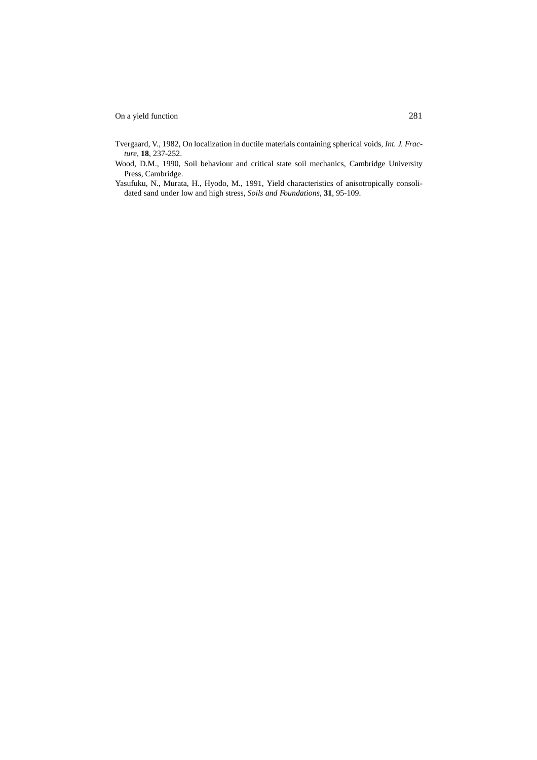Tvergaard, V., 1982, On localization in ductile materials containing spherical voids, *Int. J. Fracture*, **18**, 237-252.

Wood, D.M., 1990, Soil behaviour and critical state soil mechanics, Cambridge University Press, Cambridge.

Yasufuku, N., Murata, H., Hyodo, M., 1991, Yield characteristics of anisotropically consolidated sand under low and high stress, *Soils and Foundations*, **31**, 95-109.